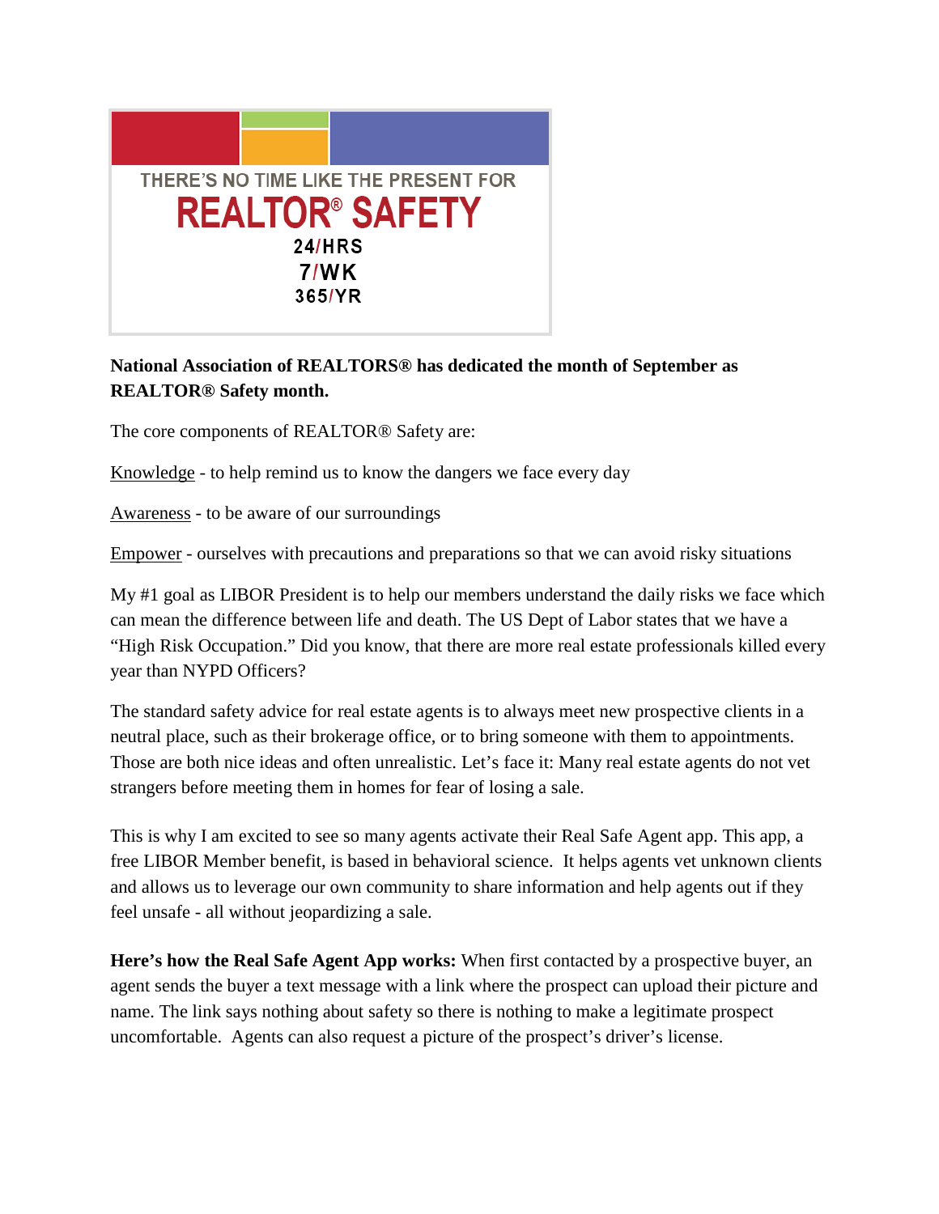THERE'S NO TIME LIKE THE PRESENT FOR

# REALTOR® SAFETY

**24/HRS**
**7/WK**
**365/YR**

**National Association of REALTORS® has dedicated the month of September as REALTOR® Safety month.**

The core components of REALTOR® Safety are:

Knowledge - to help remind us to know the dangers we face every day

Awareness - to be aware of our surroundings

Empower - ourselves with precautions and preparations so that we can avoid risky situations

My #1 goal as LIBOR President is to help our members understand the daily risks we face which can mean the difference between life and death. The US Dept of Labor states that we have a "High Risk Occupation." Did you know, that there are more real estate professionals killed every year than NYPD Officers?

The standard safety advice for real estate agents is to always meet new prospective clients in a neutral place, such as their brokerage office, or to bring someone with them to appointments. Those are both nice ideas and often unrealistic. Let's face it: Many real estate agents do not vet strangers before meeting them in homes for fear of losing a sale.

This is why I am excited to see so many agents activate their Real Safe Agent app. This app, a free LIBOR Member benefit, is based in behavioral science. It helps agents vet unknown clients and allows us to leverage our own community to share information and help agents out if they feel unsafe - all without jeopardizing a sale.

**Here's how the Real Safe Agent App works:** When first contacted by a prospective buyer, an agent sends the buyer a text message with a link where the prospect can upload their picture and name. The link says nothing about safety so there is nothing to make a legitimate prospect uncomfortable. Agents can also request a picture of the prospect's driver's license.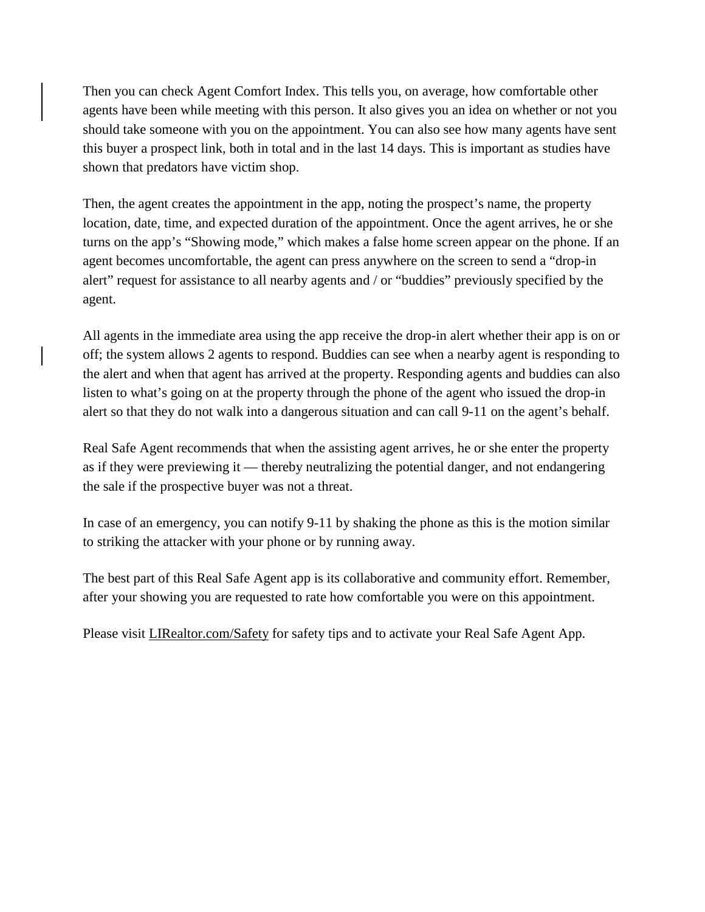Then you can check Agent Comfort Index. This tells you, on average, how comfortable other agents have been while meeting with this person. It also gives you an idea on whether or not you should take someone with you on the appointment. You can also see how many agents have sent this buyer a prospect link, both in total and in the last 14 days. This is important as studies have shown that predators have victim shop.

Then, the agent creates the appointment in the app, noting the prospect's name, the property location, date, time, and expected duration of the appointment. Once the agent arrives, he or she turns on the app's "Showing mode," which makes a false home screen appear on the phone. If an agent becomes uncomfortable, the agent can press anywhere on the screen to send a "drop-in alert" request for assistance to all nearby agents and / or "buddies" previously specified by the agent.

All agents in the immediate area using the app receive the drop-in alert whether their app is on or off; the system allows 2 agents to respond. Buddies can see when a nearby agent is responding to the alert and when that agent has arrived at the property. Responding agents and buddies can also listen to what's going on at the property through the phone of the agent who issued the drop-in alert so that they do not walk into a dangerous situation and can call 9-11 on the agent's behalf.

Real Safe Agent recommends that when the assisting agent arrives, he or she enter the property as if they were previewing it — thereby neutralizing the potential danger, and not endangering the sale if the prospective buyer was not a threat.

In case of an emergency, you can notify 9-11 by shaking the phone as this is the motion similar to striking the attacker with your phone or by running away.

The best part of this Real Safe Agent app is its collaborative and community effort. Remember, after your showing you are requested to rate how comfortable you were on this appointment.

Please visit LIRealtor.com/Safety for safety tips and to activate your Real Safe Agent App.